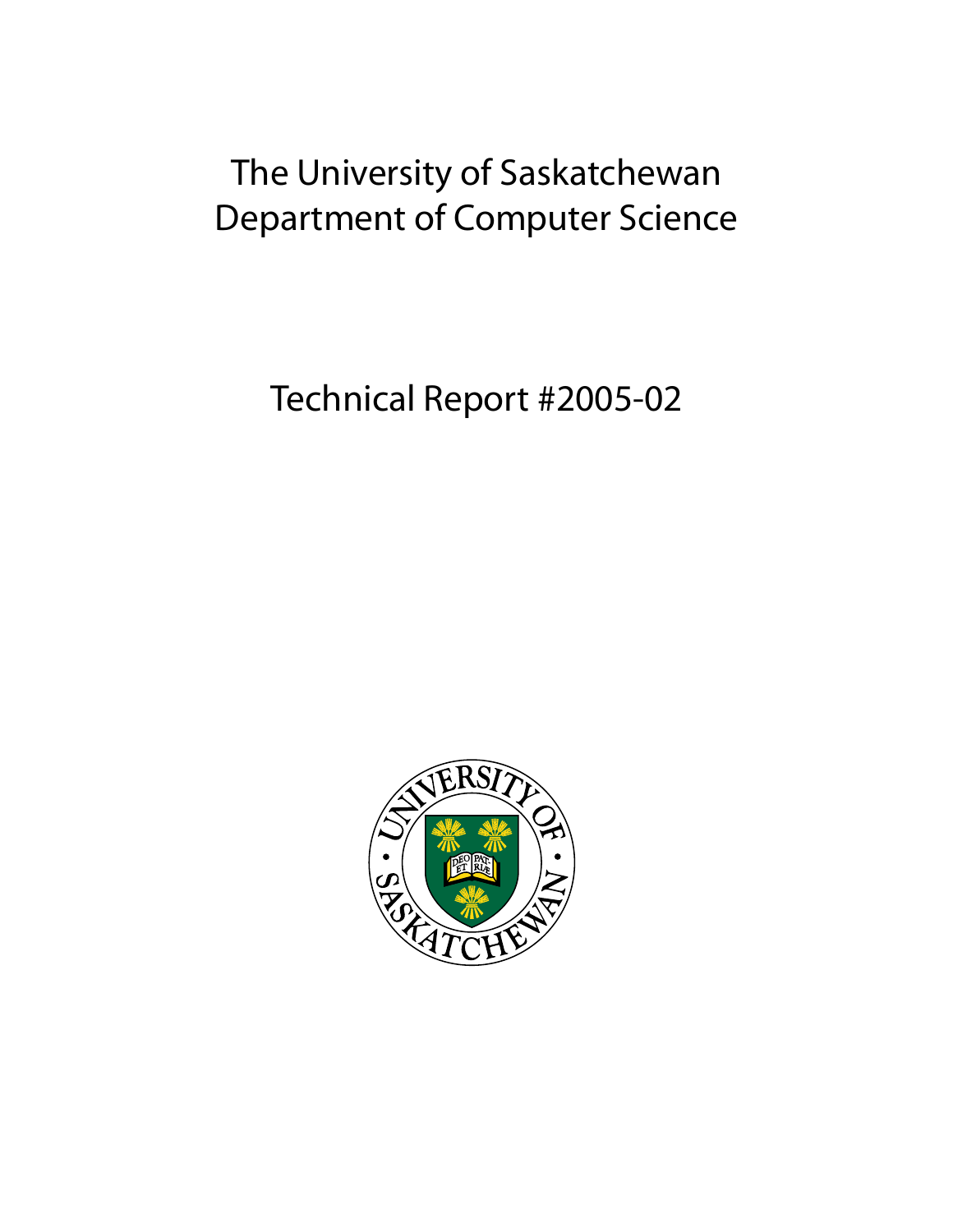# The University of Saskatchewan
# Department of Computer Science

## Technical Report #2005-02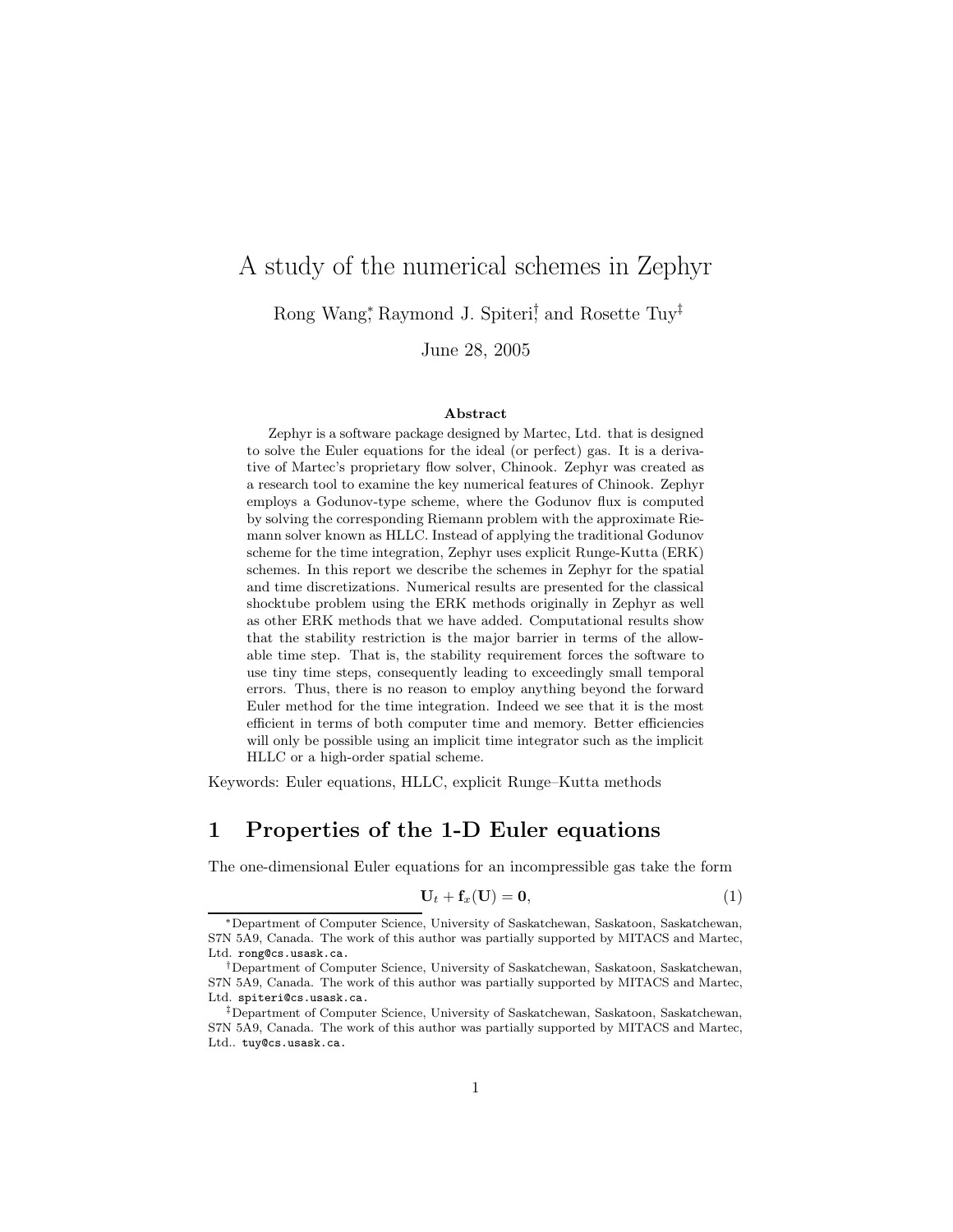# A study of the numerical schemes in Zephyr

Rong Wang[*], Raymond J. Spiteri[†], and Rosette Tuy[‡]

June 28, 2005

### Abstract

Zephyr is a software package designed by Martec, Ltd. that is designed to solve the Euler equations for the ideal (or perfect) gas. It is a derivative of Martec's proprietary flow solver, Chinook. Zephyr was created as a research tool to examine the key numerical features of Chinook. Zephyr employs a Godunov-type scheme, where the Godunov flux is computed by solving the corresponding Riemann problem with the approximate Riemann solver known as HLLC. Instead of applying the traditional Godunov scheme for the time integration, Zephyr uses explicit Runge-Kutta (ERK) schemes. In this report we describe the schemes in Zephyr for the spatial and time discretizations. Numerical results are presented for the classical shocktube problem using the ERK methods originally in Zephyr as well as other ERK methods that we have added. Computational results show that the stability restriction is the major barrier in terms of the allowable time step. That is, the stability requirement forces the software to use tiny time steps, consequently leading to exceedingly small temporal errors. Thus, there is no reason to employ anything beyond the forward Euler method for the time integration. Indeed we see that it is the most efficient in terms of both computer time and memory. Better efficiencies will only be possible using an implicit time integrator such as the implicit HLLC or a high-order spatial scheme.

Keywords: Euler equations, HLLC, explicit Runge–Kutta methods

## 1 Properties of the 1-D Euler equations

The one-dimensional Euler equations for an incompressible gas take the form

$$\mathbf{U}_t + \mathbf{f}_x(\mathbf{U}) = \mathbf{0}, \tag{1}$$

[*]Department of Computer Science, University of Saskatchewan, Saskatoon, Saskatchewan, S7N 5A9, Canada. The work of this author was partially supported by MITACS and Martec, Ltd. rong@cs.usask.ca.

[†]Department of Computer Science, University of Saskatchewan, Saskatoon, Saskatchewan, S7N 5A9, Canada. The work of this author was partially supported by MITACS and Martec, Ltd. spiteri@cs.usask.ca.

[‡]Department of Computer Science, University of Saskatchewan, Saskatoon, Saskatchewan, S7N 5A9, Canada. The work of this author was partially supported by MITACS and Martec, Ltd.. tuy@cs.usask.ca.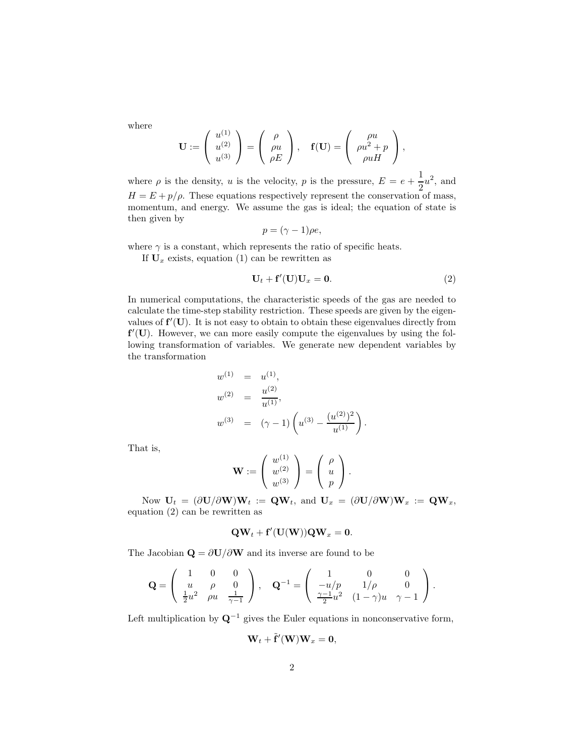where

$$\mathbf{U} := \begin{pmatrix} u^{(1)} \\ u^{(2)} \\ u^{(3)} \end{pmatrix} = \begin{pmatrix} \rho \\ \rho u \\ \rho E \end{pmatrix}, \quad \mathbf{f}(\mathbf{U}) = \begin{pmatrix} \rho u \\ \rho u^2 + p \\ \rho u H \end{pmatrix},$$

where $\rho$ is the density, $u$ is the velocity, $p$ is the pressure, $E = e + \dfrac{1}{2}u^2$, and $H = E + p/\rho$. These equations respectively represent the conservation of mass, momentum, and energy. We assume the gas is ideal; the equation of state is then given by

$$p = (\gamma - 1)\rho e,$$

where $\gamma$ is a constant, which represents the ratio of specific heats.

If $\mathbf{U}_x$ exists, equation (1) can be rewritten as

$$\mathbf{U}_t + \mathbf{f}'(\mathbf{U})\mathbf{U}_x = \mathbf{0}. \tag{2}$$

In numerical computations, the characteristic speeds of the gas are needed to calculate the time-step stability restriction. These speeds are given by the eigenvalues of $\mathbf{f}'(\mathbf{U})$. It is not easy to obtain to obtain these eigenvalues directly from $\mathbf{f}'(\mathbf{U})$. However, we can more easily compute the eigenvalues by using the following transformation of variables. We generate new dependent variables by the transformation

$$\begin{aligned} w^{(1)} &= u^{(1)}, \\ w^{(2)} &= \frac{u^{(2)}}{u^{(1)}}, \\ w^{(3)} &= (\gamma - 1)\left(u^{(3)} - \frac{(u^{(2)})^2}{u^{(1)}}\right). \end{aligned}$$

That is,

$$\mathbf{W} := \begin{pmatrix} w^{(1)} \\ w^{(2)} \\ w^{(3)} \end{pmatrix} = \begin{pmatrix} \rho \\ u \\ p \end{pmatrix}.$$

Now $\mathbf{U}_t = (\partial \mathbf{U}/\partial \mathbf{W})\mathbf{W}_t := \mathbf{Q}\mathbf{W}_t$, and $\mathbf{U}_x = (\partial \mathbf{U}/\partial \mathbf{W})\mathbf{W}_x := \mathbf{Q}\mathbf{W}_x$, equation (2) can be rewritten as

$$\mathbf{Q}\mathbf{W}_t + \mathbf{f}'(\mathbf{U}(\mathbf{W}))\mathbf{Q}\mathbf{W}_x = \mathbf{0}.$$

The Jacobian $\mathbf{Q} = \partial \mathbf{U}/\partial \mathbf{W}$ and its inverse are found to be

$$\mathbf{Q} = \begin{pmatrix} 1 & 0 & 0 \\ u & \rho & 0 \\ \frac{1}{2}u^2 & \rho u & \frac{1}{\gamma - 1} \end{pmatrix}, \quad \mathbf{Q}^{-1} = \begin{pmatrix} 1 & 0 & 0 \\ -u/p & 1/\rho & 0 \\ \frac{\gamma - 1}{2}u^2 & (1 - \gamma)u & \gamma - 1 \end{pmatrix}.$$

Left multiplication by $\mathbf{Q}^{-1}$ gives the Euler equations in nonconservative form,

$$\mathbf{W}_t + \tilde{\mathbf{f}}'(\mathbf{W})\mathbf{W}_x = \mathbf{0},$$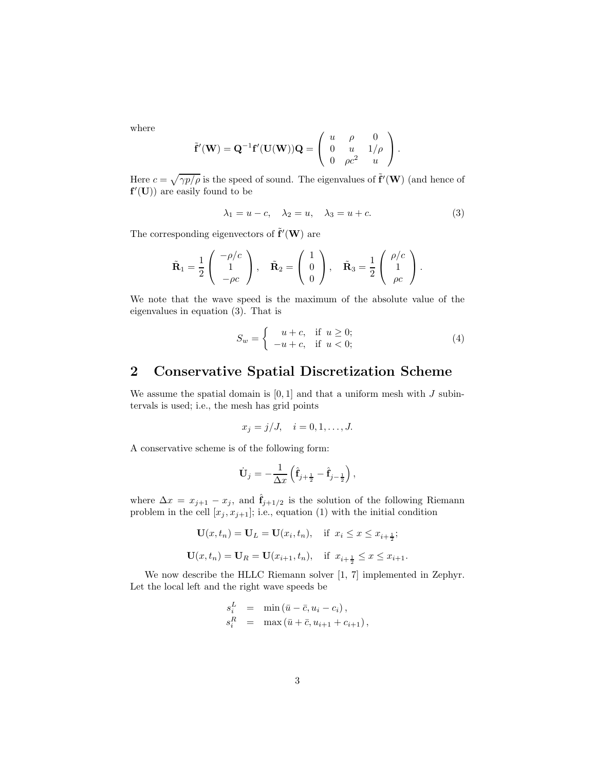where

$$\tilde{\mathbf{f}}'(\mathbf{W}) = \mathbf{Q}^{-1}\mathbf{f}'(\mathbf{U}(\mathbf{W}))\mathbf{Q} = \begin{pmatrix} u & \rho & 0 \\ 0 & u & 1/\rho \\ 0 & \rho c^2 & u \end{pmatrix}.$$

Here $c = \sqrt{\gamma p/\rho}$ is the speed of sound. The eigenvalues of $\tilde{\mathbf{f}}'(\mathbf{W})$ (and hence of $\mathbf{f}'(\mathbf{U})$) are easily found to be

$$\lambda_1 = u - c, \quad \lambda_2 = u, \quad \lambda_3 = u + c. \tag{3}$$

The corresponding eigenvectors of $\tilde{\mathbf{f}}'(\mathbf{W})$ are

$$\tilde{\mathbf{R}}_1 = \frac{1}{2}\begin{pmatrix} -\rho/c \\ 1 \\ -\rho c \end{pmatrix}, \quad \tilde{\mathbf{R}}_2 = \begin{pmatrix} 1 \\ 0 \\ 0 \end{pmatrix}, \quad \tilde{\mathbf{R}}_3 = \frac{1}{2}\begin{pmatrix} \rho/c \\ 1 \\ \rho c \end{pmatrix}.$$

We note that the wave speed is the maximum of the absolute value of the eigenvalues in equation (3). That is

$$S_w = \begin{cases} u + c, & \text{if } u \geq 0; \\ -u + c, & \text{if } u < 0; \end{cases} \tag{4}$$

## 2 Conservative Spatial Discretization Scheme

We assume the spatial domain is $[0, 1]$ and that a uniform mesh with $J$ subintervals is used; i.e., the mesh has grid points

$$x_j = j/J, \quad i = 0, 1, \ldots, J.$$

A conservative scheme is of the following form:

$$\dot{\mathbf{U}}_j = -\frac{1}{\Delta x}\left(\hat{\mathbf{f}}_{j+\frac{1}{2}} - \hat{\mathbf{f}}_{j-\frac{1}{2}}\right),$$

where $\Delta x = x_{j+1} - x_j$, and $\hat{\mathbf{f}}_{j+1/2}$ is the solution of the following Riemann problem in the cell $[x_j, x_{j+1}]$; i.e., equation (1) with the initial condition

$$\mathbf{U}(x, t_n) = \mathbf{U}_L = \mathbf{U}(x_i, t_n), \quad \text{if } x_i \leq x \leq x_{i+\frac{1}{2}};$$

$$\mathbf{U}(x, t_n) = \mathbf{U}_R = \mathbf{U}(x_{i+1}, t_n), \quad \text{if } x_{i+\frac{1}{2}} \leq x \leq x_{i+1}.$$

We now describe the HLLC Riemann solver [1, 7] implemented in Zephyr. Let the local left and the right wave speeds be

$$\begin{aligned} s_i^L &= \min\left(\bar{u} - \bar{c}, u_i - c_i\right), \\ s_i^R &= \max\left(\bar{u} + \bar{c}, u_{i+1} + c_{i+1}\right), \end{aligned}$$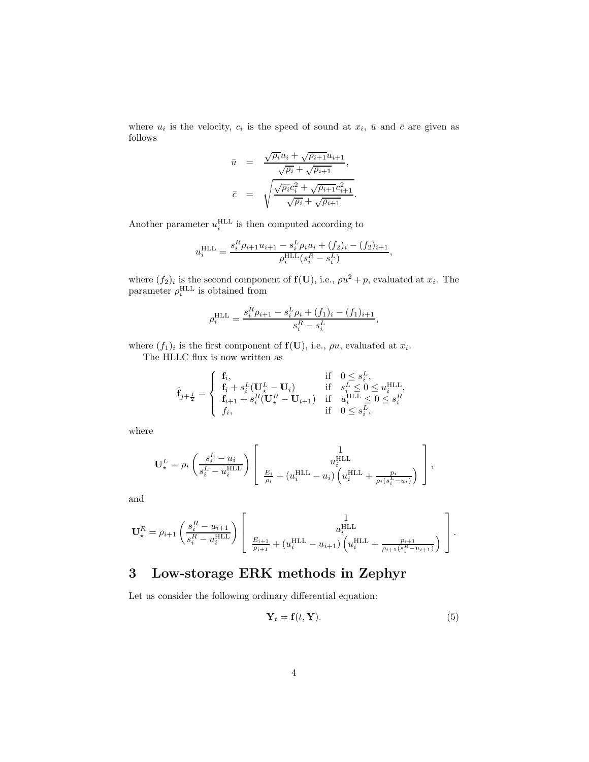where $u_i$ is the velocity, $c_i$ is the speed of sound at $x_i$, $\bar{u}$ and $\bar{c}$ are given as follows

$$
\begin{aligned}
\bar{u} &= \frac{\sqrt{\rho_i}u_i + \sqrt{\rho_{i+1}}u_{i+1}}{\sqrt{\rho_i} + \sqrt{\rho_{i+1}}}, \\
\bar{c} &= \sqrt{\frac{\sqrt{\rho_i}c_i^2 + \sqrt{\rho_{i+1}}c_{i+1}^2}{\sqrt{\rho_i} + \sqrt{\rho_{i+1}}}}.
\end{aligned}
$$

Another parameter $u_i^{\text{HLL}}$ is then computed according to

$$
u_i^{\text{HLL}} = \frac{s_i^R \rho_{i+1} u_{i+1} - s_i^L \rho_i u_i + (f_2)_i - (f_2)_{i+1}}{\rho_i^{\text{HLL}}(s_i^R - s_i^L)},
$$

where $(f_2)_i$ is the second component of $\mathbf{f}(\mathbf{U})$, i.e., $\rho u^2 + p$, evaluated at $x_i$. The parameter $\rho_i^{\text{HLL}}$ is obtained from

$$
\rho_i^{\text{HLL}} = \frac{s_i^R \rho_{i+1} - s_i^L \rho_i + (f_1)_i - (f_1)_{i+1}}{s_i^R - s_i^L},
$$

where $(f_1)_i$ is the first component of $\mathbf{f}(\mathbf{U})$, i.e., $\rho u$, evaluated at $x_i$.

The HLLC flux is now written as

$$
\hat{\mathbf{f}}_{j+\frac{1}{2}} = \begin{cases}
\mathbf{f}_i, & \text{if} \quad 0 \leq s_i^L, \\
\mathbf{f}_i + s_i^L(\mathbf{U}_\star^L - \mathbf{U}_i) & \text{if} \quad s_i^L \leq 0 \leq u_i^{\text{HLL}}, \\
\mathbf{f}_{i+1} + s_i^R(\mathbf{U}_\star^R - \mathbf{U}_{i+1}) & \text{if} \quad u_i^{\text{HLL}} \leq 0 \leq s_i^R \\
f_i, & \text{if} \quad 0 \leq s_i^L,
\end{cases}
$$

where

$$
\mathbf{U}_\star^L = \rho_i \left( \frac{s_i^L - u_i}{s_i^L - u_i^{\text{HLL}}} \right) \left[ \begin{array}{c} 1 \\ u_i^{\text{HLL}} \\ \frac{E_i}{\rho_i} + (u_i^{\text{HLL}} - u_i)\left( u_i^{\text{HLL}} + \frac{p_i}{\rho_i(s_i^L - u_i)} \right) \end{array} \right],
$$

and

$$
\mathbf{U}_\star^R = \rho_{i+1} \left( \frac{s_i^R - u_{i+1}}{s_i^R - u_i^{\text{HLL}}} \right) \left[ \begin{array}{c} 1 \\ u_i^{\text{HLL}} \\ \frac{E_{i+1}}{\rho_{i+1}} + (u_i^{\text{HLL}} - u_{i+1})\left( u_i^{\text{HLL}} + \frac{p_{i+1}}{\rho_{i+1}(s_i^R - u_{i+1})} \right) \end{array} \right].
$$

## 3 Low-storage ERK methods in Zephyr

Let us consider the following ordinary differential equation:

$$
\mathbf{Y}_t = \mathbf{f}(t, \mathbf{Y}). \tag{5}
$$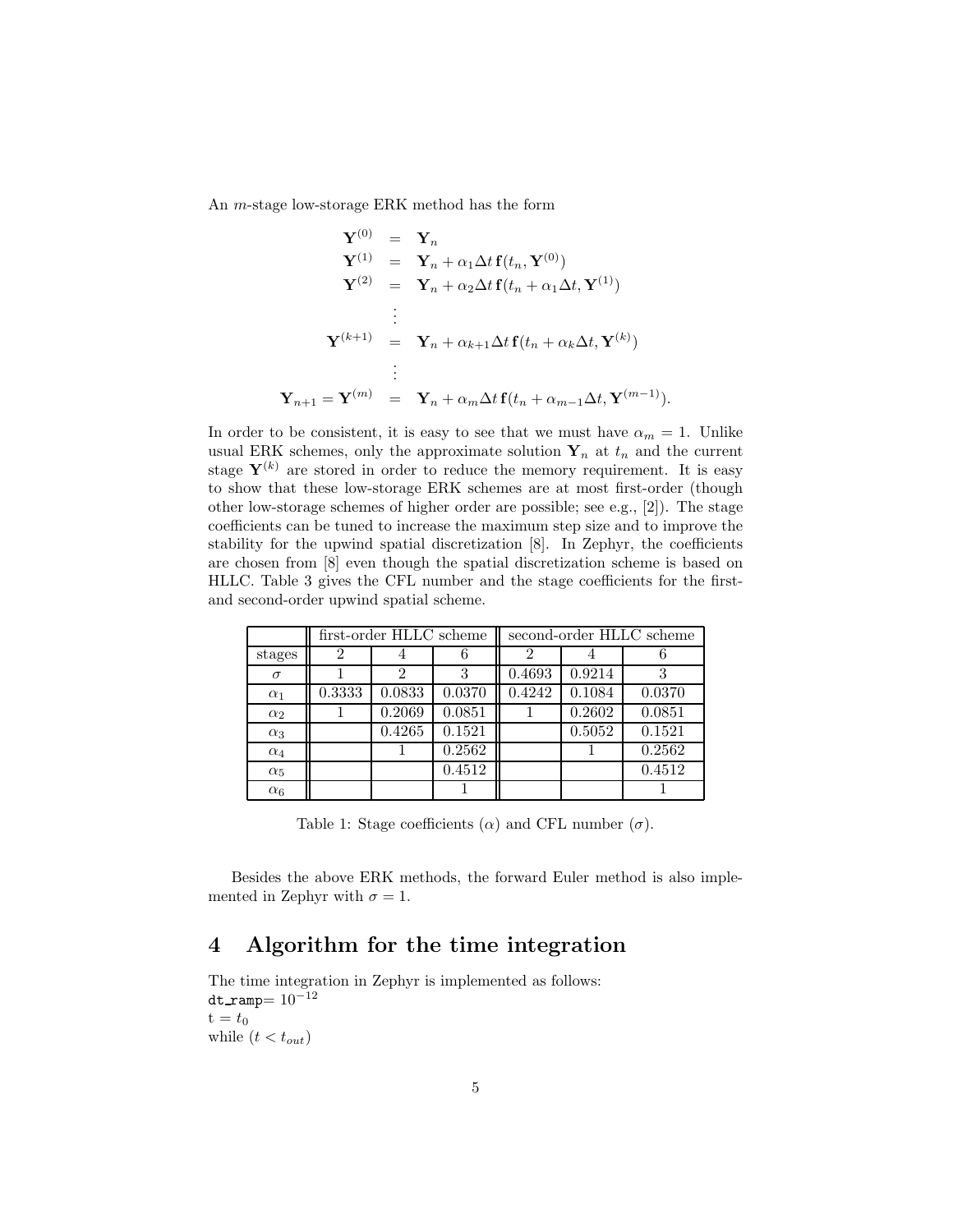An $m$-stage low-storage ERK method has the form

$$
\begin{aligned}
\mathbf{Y}^{(0)} &= \mathbf{Y}_n \\
\mathbf{Y}^{(1)} &= \mathbf{Y}_n + \alpha_1 \Delta t \, \mathbf{f}(t_n, \mathbf{Y}^{(0)}) \\
\mathbf{Y}^{(2)} &= \mathbf{Y}_n + \alpha_2 \Delta t \, \mathbf{f}(t_n + \alpha_1 \Delta t, \mathbf{Y}^{(1)}) \\
&\vdots \\
\mathbf{Y}^{(k+1)} &= \mathbf{Y}_n + \alpha_{k+1} \Delta t \, \mathbf{f}(t_n + \alpha_k \Delta t, \mathbf{Y}^{(k)}) \\
&\vdots \\
\mathbf{Y}_{n+1} = \mathbf{Y}^{(m)} &= \mathbf{Y}_n + \alpha_m \Delta t \, \mathbf{f}(t_n + \alpha_{m-1} \Delta t, \mathbf{Y}^{(m-1)}).
\end{aligned}
$$

In order to be consistent, it is easy to see that we must have $\alpha_m = 1$. Unlike usual ERK schemes, only the approximate solution $\mathbf{Y}_n$ at $t_n$ and the current stage $\mathbf{Y}^{(k)}$ are stored in order to reduce the memory requirement. It is easy to show that these low-storage ERK schemes are at most first-order (though other low-storage schemes of higher order are possible; see e.g., [2]). The stage coefficients can be tuned to increase the maximum step size and to improve the stability for the upwind spatial discretization [8]. In Zephyr, the coefficients are chosen from [8] even though the spatial discretization scheme is based on HLLC. Table 3 gives the CFL number and the stage coefficients for the first- and second-order upwind spatial scheme.

| | first-order HLLC scheme | | | second-order HLLC scheme | | |
|---|---|---|---|---|---|---|
| stages | 2 | 4 | 6 | 2 | 4 | 6 |
| $\sigma$ | 1 | 2 | 3 | 0.4693 | 0.9214 | 3 |
| $\alpha_1$ | 0.3333 | 0.0833 | 0.0370 | 0.4242 | 0.1084 | 0.0370 |
| $\alpha_2$ | 1 | 0.2069 | 0.0851 | 1 | 0.2602 | 0.0851 |
| $\alpha_3$ | | 0.4265 | 0.1521 | | 0.5052 | 0.1521 |
| $\alpha_4$ | | 1 | 0.2562 | | 1 | 0.2562 |
| $\alpha_5$ | | | 0.4512 | | | 0.4512 |
| $\alpha_6$ | | | 1 | | | 1 |

Table 1: Stage coefficients ($\alpha$) and CFL number ($\sigma$).

Besides the above ERK methods, the forward Euler method is also implemented in Zephyr with $\sigma = 1$.

# 4 Algorithm for the time integration

The time integration in Zephyr is implemented as follows:

```
dt_ramp= 10^-12
t = t_0
while (t < t_out)
```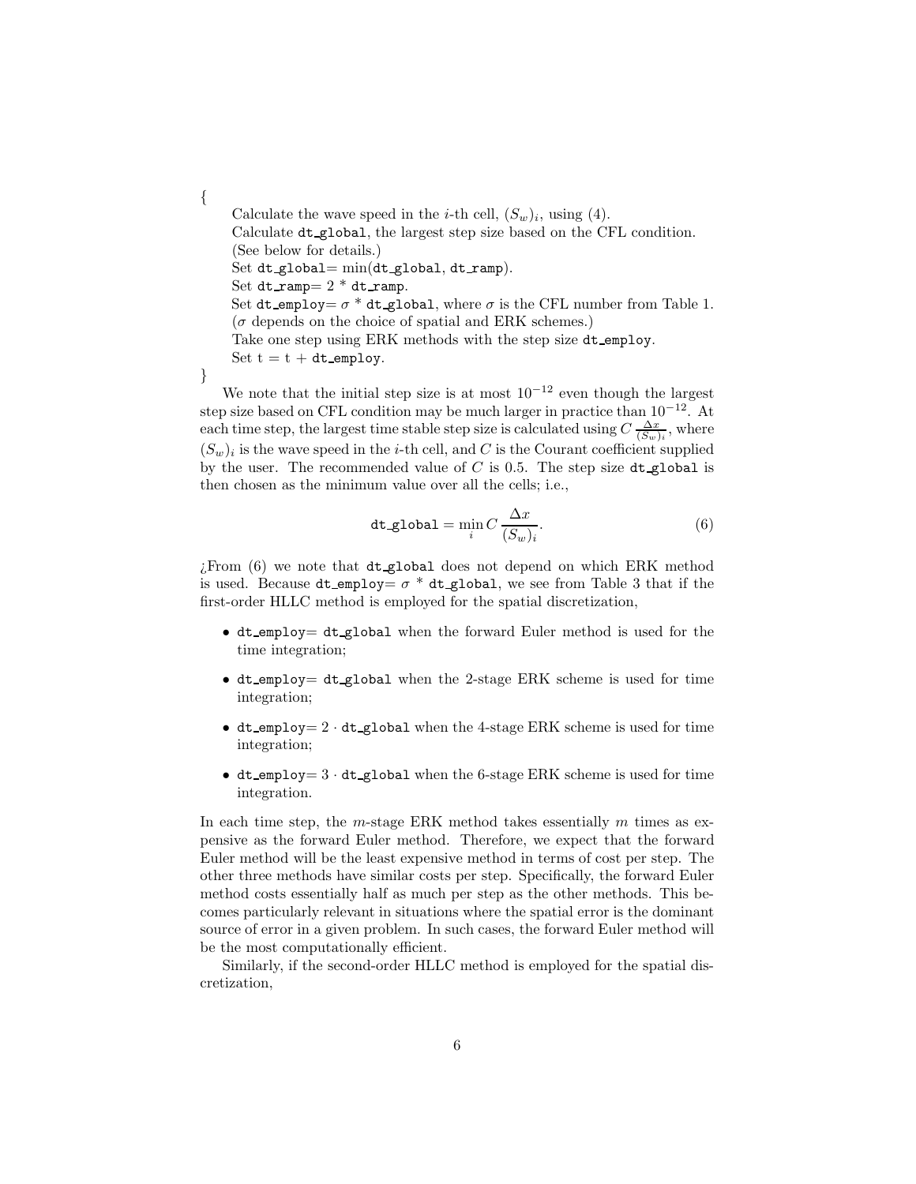```
{
    Calculate the wave speed in the i-th cell, (S_w)_i, using (4).
    Calculate dt_global, the largest step size based on the CFL condition.
    (See below for details.)
    Set dt_global= min(dt_global, dt_ramp).
    Set dt_ramp= 2 * dt_ramp.
    Set dt_employ= σ * dt_global, where σ is the CFL number from Table 1.
    (σ depends on the choice of spatial and ERK schemes.)
    Take one step using ERK methods with the step size dt_employ.
    Set t = t + dt_employ.
}
```

We note that the initial step size is at most $10^{-12}$ even though the largest step size based on CFL condition may be much larger in practice than $10^{-12}$. At each time step, the largest time stable step size is calculated using $C\,\frac{\Delta x}{(S_w)_i}$, where $(S_w)_i$ is the wave speed in the $i$-th cell, and $C$ is the Courant coefficient supplied by the user. The recommended value of $C$ is 0.5. The step size `dt_global` is then chosen as the minimum value over all the cells; i.e.,

$$\texttt{dt\_global} = \min_i C\,\frac{\Delta x}{(S_w)_i}. \tag{6}$$

¿From (6) we note that `dt_global` does not depend on which ERK method is used. Because `dt_employ`$= \sigma$ * `dt_global`, we see from Table 3 that if the first-order HLLC method is employed for the spatial discretization,

- `dt_employ`= `dt_global` when the forward Euler method is used for the time integration;
- `dt_employ`= `dt_global` when the 2-stage ERK scheme is used for time integration;
- `dt_employ`$= 2 \cdot$ `dt_global` when the 4-stage ERK scheme is used for time integration;
- `dt_employ`$= 3 \cdot$ `dt_global` when the 6-stage ERK scheme is used for time integration.

In each time step, the $m$-stage ERK method takes essentially $m$ times as expensive as the forward Euler method. Therefore, we expect that the forward Euler method will be the least expensive method in terms of cost per step. The other three methods have similar costs per step. Specifically, the forward Euler method costs essentially half as much per step as the other methods. This becomes particularly relevant in situations where the spatial error is the dominant source of error in a given problem. In such cases, the forward Euler method will be the most computationally efficient.

Similarly, if the second-order HLLC method is employed for the spatial discretization,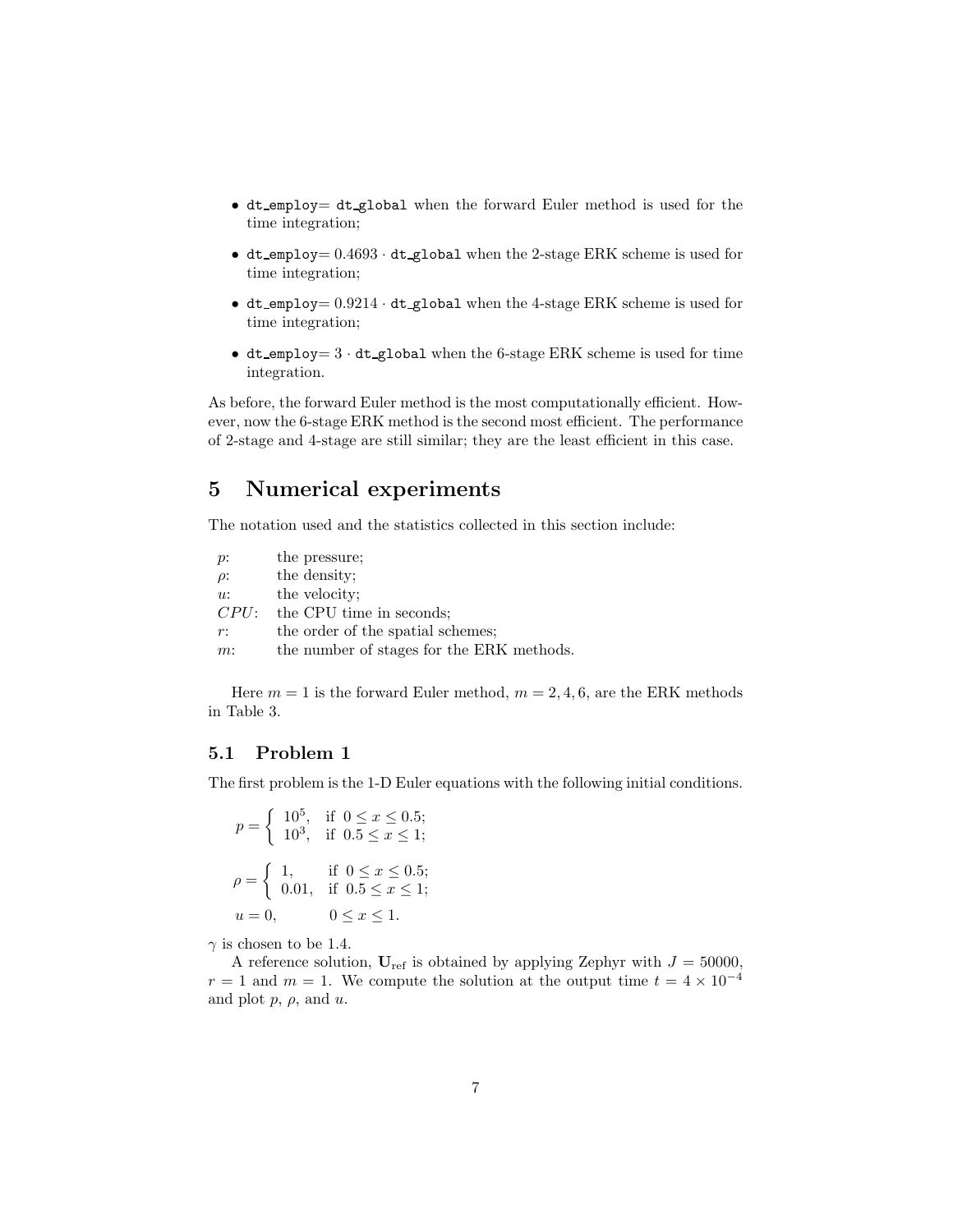- `dt_employ`= `dt_global` when the forward Euler method is used for the time integration;
- `dt_employ`= $0.4693 \cdot$ `dt_global` when the 2-stage ERK scheme is used for time integration;
- `dt_employ`= $0.9214 \cdot$ `dt_global` when the 4-stage ERK scheme is used for time integration;
- `dt_employ`= $3 \cdot$ `dt_global` when the 6-stage ERK scheme is used for time integration.

As before, the forward Euler method is the most computationally efficient. However, now the 6-stage ERK method is the second most efficient. The performance of 2-stage and 4-stage are still similar; they are the least efficient in this case.

# 5 Numerical experiments

The notation used and the statistics collected in this section include:

| | |
|---|---|
| $p$: | the pressure; |
| $\rho$: | the density; |
| $u$: | the velocity; |
| $CPU$: | the CPU time in seconds; |
| $r$: | the order of the spatial schemes; |
| $m$: | the number of stages for the ERK methods. |

Here $m = 1$ is the forward Euler method, $m = 2, 4, 6$, are the ERK methods in Table 3.

## 5.1 Problem 1

The first problem is the 1-D Euler equations with the following initial conditions.

$$p = \begin{cases} 10^5, & \text{if } 0 \le x \le 0.5; \\ 10^3, & \text{if } 0.5 \le x \le 1; \end{cases}$$

$$\rho = \begin{cases} 1, & \text{if } 0 \le x \le 0.5; \\ 0.01, & \text{if } 0.5 \le x \le 1; \end{cases}$$

$$u = 0, \qquad 0 \le x \le 1.$$

$\gamma$ is chosen to be 1.4.

A reference solution, $\mathbf{U}_{\text{ref}}$ is obtained by applying Zephyr with $J = 50000$, $r = 1$ and $m = 1$. We compute the solution at the output time $t = 4 \times 10^{-4}$ and plot $p$, $\rho$, and $u$.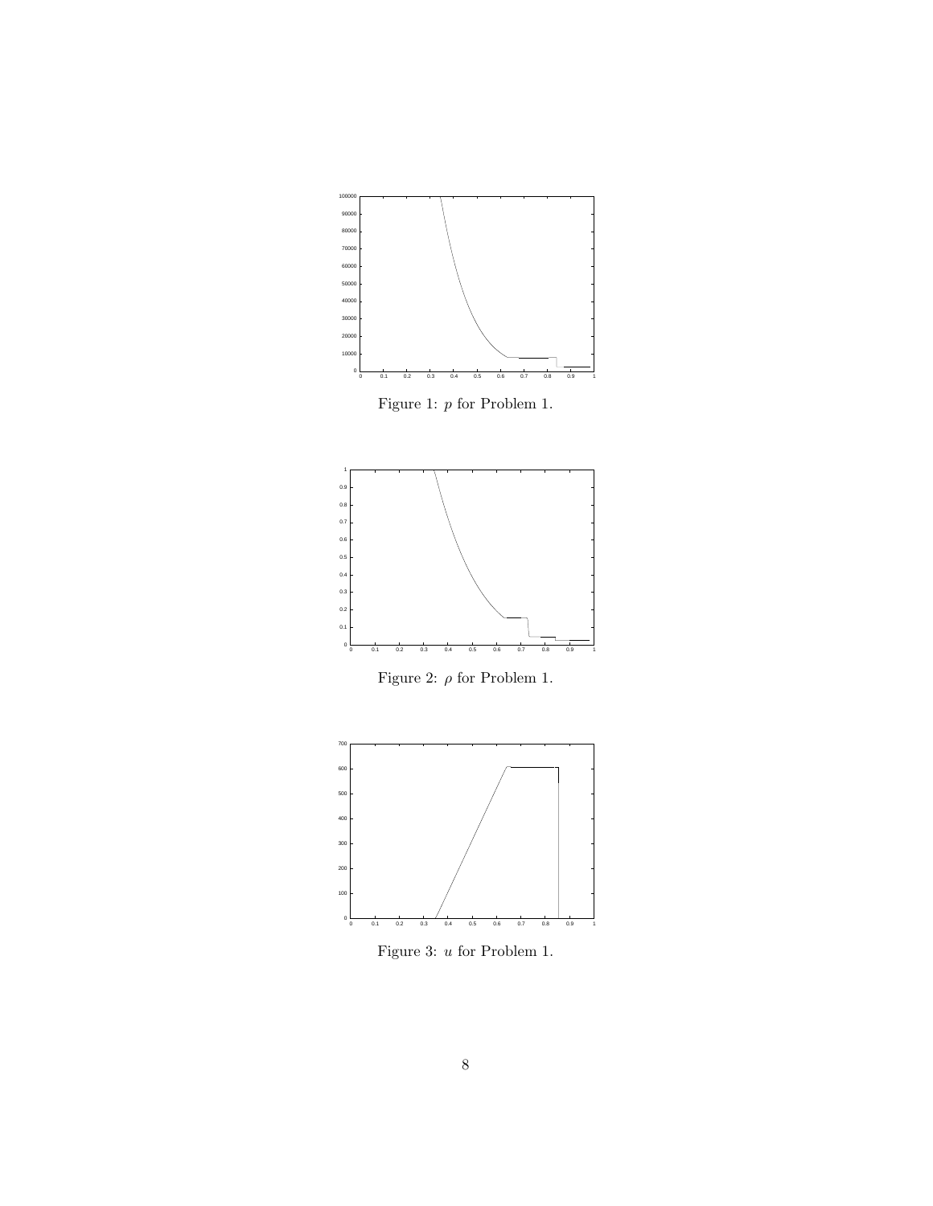Figure 1: $p$ for Problem 1.

Figure 2: $\rho$ for Problem 1.

Figure 3: $u$ for Problem 1.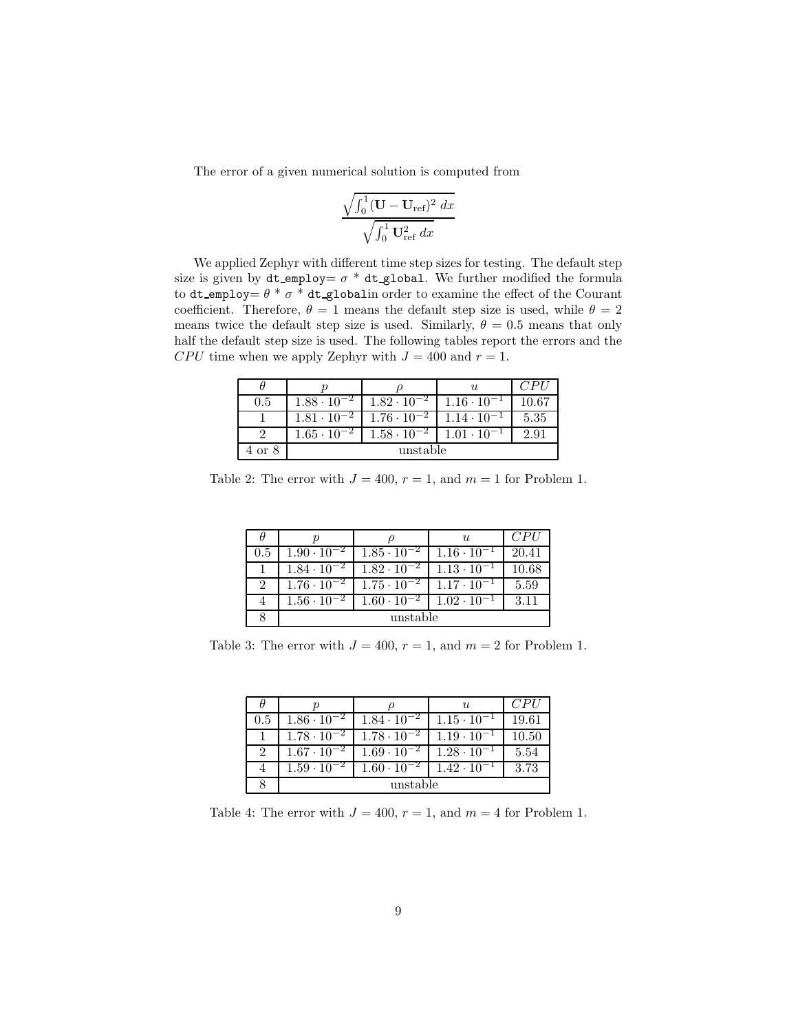The error of a given numerical solution is computed from

$$\frac{\sqrt{\int_0^1 (\mathbf{U} - \mathbf{U}_{\text{ref}})^2 \, dx}}{\sqrt{\int_0^1 \mathbf{U}_{\text{ref}}^2 \, dx}}$$

We applied Zephyr with different time step sizes for testing. The default step size is given by `dt_employ=` $\sigma$ * `dt_global`. We further modified the formula to `dt_employ=` $\theta$ * $\sigma$ * `dt_global`in order to examine the effect of the Courant coefficient. Therefore, $\theta = 1$ means the default step size is used, while $\theta = 2$ means twice the default step size is used. Similarly, $\theta = 0.5$ means that only half the default step size is used. The following tables report the errors and the $CPU$ time when we apply Zephyr with $J = 400$ and $r = 1$.

| $\theta$ | $p$ | $\rho$ | $u$ | $CPU$ |
|---|---|---|---|---|
| 0.5 | $1.88 \cdot 10^{-2}$ | $1.82 \cdot 10^{-2}$ | $1.16 \cdot 10^{-1}$ | 10.67 |
| 1 | $1.81 \cdot 10^{-2}$ | $1.76 \cdot 10^{-2}$ | $1.14 \cdot 10^{-1}$ | 5.35 |
| 2 | $1.65 \cdot 10^{-2}$ | $1.58 \cdot 10^{-2}$ | $1.01 \cdot 10^{-1}$ | 2.91 |
| 4 or 8 | unstable | | | |

Table 2: The error with $J = 400$, $r = 1$, and $m = 1$ for Problem 1.

| $\theta$ | $p$ | $\rho$ | $u$ | $CPU$ |
|---|---|---|---|---|
| 0.5 | $1.90 \cdot 10^{-2}$ | $1.85 \cdot 10^{-2}$ | $1.16 \cdot 10^{-1}$ | 20.41 |
| 1 | $1.84 \cdot 10^{-2}$ | $1.82 \cdot 10^{-2}$ | $1.13 \cdot 10^{-1}$ | 10.68 |
| 2 | $1.76 \cdot 10^{-2}$ | $1.75 \cdot 10^{-2}$ | $1.17 \cdot 10^{-1}$ | 5.59 |
| 4 | $1.56 \cdot 10^{-2}$ | $1.60 \cdot 10^{-2}$ | $1.02 \cdot 10^{-1}$ | 3.11 |
| 8 | unstable | | | |

Table 3: The error with $J = 400$, $r = 1$, and $m = 2$ for Problem 1.

| $\theta$ | $p$ | $\rho$ | $u$ | $CPU$ |
|---|---|---|---|---|
| 0.5 | $1.86 \cdot 10^{-2}$ | $1.84 \cdot 10^{-2}$ | $1.15 \cdot 10^{-1}$ | 19.61 |
| 1 | $1.78 \cdot 10^{-2}$ | $1.78 \cdot 10^{-2}$ | $1.19 \cdot 10^{-1}$ | 10.50 |
| 2 | $1.67 \cdot 10^{-2}$ | $1.69 \cdot 10^{-2}$ | $1.28 \cdot 10^{-1}$ | 5.54 |
| 4 | $1.59 \cdot 10^{-2}$ | $1.60 \cdot 10^{-2}$ | $1.42 \cdot 10^{-1}$ | 3.73 |
| 8 | unstable | | | |

Table 4: The error with $J = 400$, $r = 1$, and $m = 4$ for Problem 1.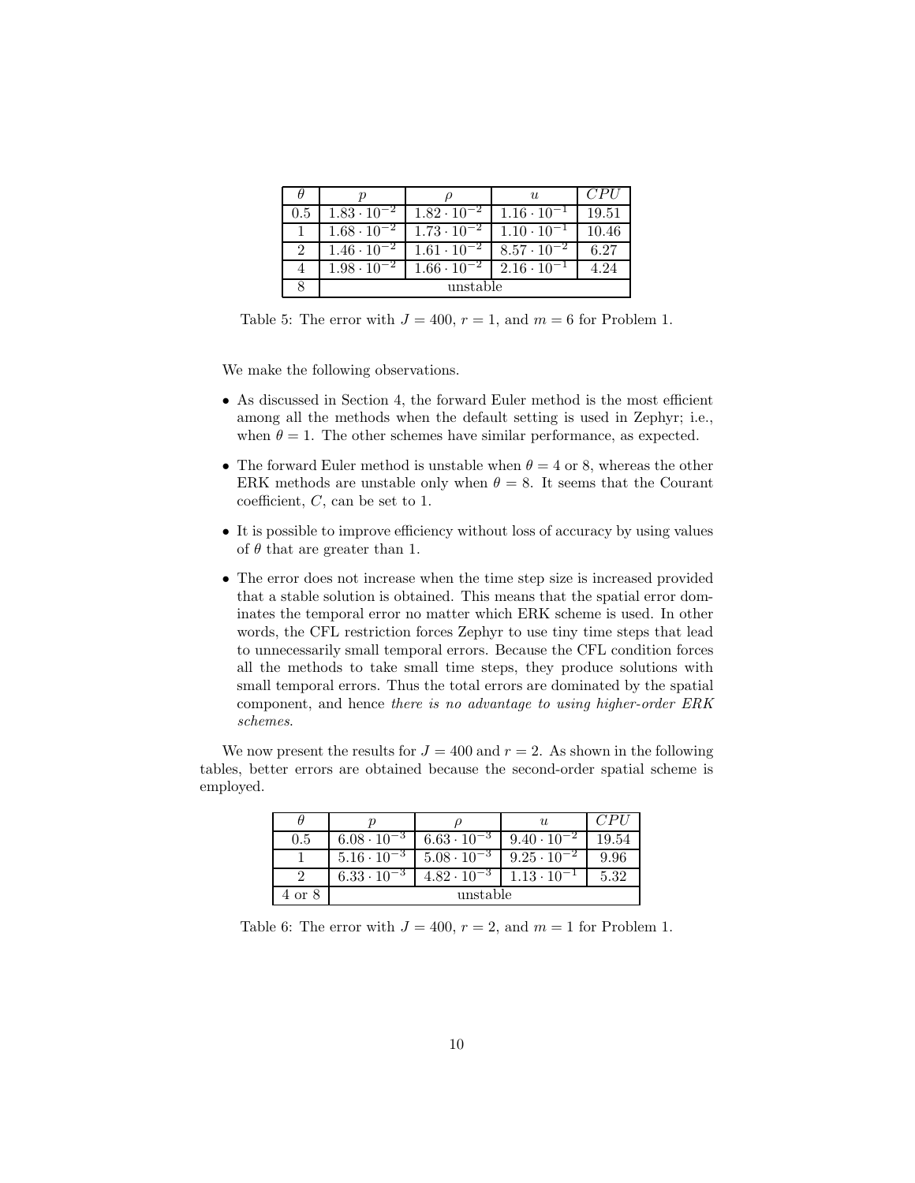| $\theta$ | $p$ | $\rho$ | $u$ | $CPU$ |
|---|---|---|---|---|
| 0.5 | $1.83 \cdot 10^{-2}$ | $1.82 \cdot 10^{-2}$ | $1.16 \cdot 10^{-1}$ | 19.51 |
| 1 | $1.68 \cdot 10^{-2}$ | $1.73 \cdot 10^{-2}$ | $1.10 \cdot 10^{-1}$ | 10.46 |
| 2 | $1.46 \cdot 10^{-2}$ | $1.61 \cdot 10^{-2}$ | $8.57 \cdot 10^{-2}$ | 6.27 |
| 4 | $1.98 \cdot 10^{-2}$ | $1.66 \cdot 10^{-2}$ | $2.16 \cdot 10^{-1}$ | 4.24 |
| 8 | unstable | | | |

Table 5: The error with $J = 400$, $r = 1$, and $m = 6$ for Problem 1.

We make the following observations.

- As discussed in Section 4, the forward Euler method is the most efficient among all the methods when the default setting is used in Zephyr; i.e., when $\theta = 1$. The other schemes have similar performance, as expected.
- The forward Euler method is unstable when $\theta = 4$ or 8, whereas the other ERK methods are unstable only when $\theta = 8$. It seems that the Courant coefficient, $C$, can be set to 1.
- It is possible to improve efficiency without loss of accuracy by using values of $\theta$ that are greater than 1.
- The error does not increase when the time step size is increased provided that a stable solution is obtained. This means that the spatial error dominates the temporal error no matter which ERK scheme is used. In other words, the CFL restriction forces Zephyr to use tiny time steps that lead to unnecessarily small temporal errors. Because the CFL condition forces all the methods to take small time steps, they produce solutions with small temporal errors. Thus the total errors are dominated by the spatial component, and hence *there is no advantage to using higher-order ERK schemes*.

We now present the results for $J = 400$ and $r = 2$. As shown in the following tables, better errors are obtained because the second-order spatial scheme is employed.

| $\theta$ | $p$ | $\rho$ | $u$ | $CPU$ |
|---|---|---|---|---|
| 0.5 | $6.08 \cdot 10^{-3}$ | $6.63 \cdot 10^{-3}$ | $9.40 \cdot 10^{-2}$ | 19.54 |
| 1 | $5.16 \cdot 10^{-3}$ | $5.08 \cdot 10^{-3}$ | $9.25 \cdot 10^{-2}$ | 9.96 |
| 2 | $6.33 \cdot 10^{-3}$ | $4.82 \cdot 10^{-3}$ | $1.13 \cdot 10^{-1}$ | 5.32 |
| 4 or 8 | unstable | | | |

Table 6: The error with $J = 400$, $r = 2$, and $m = 1$ for Problem 1.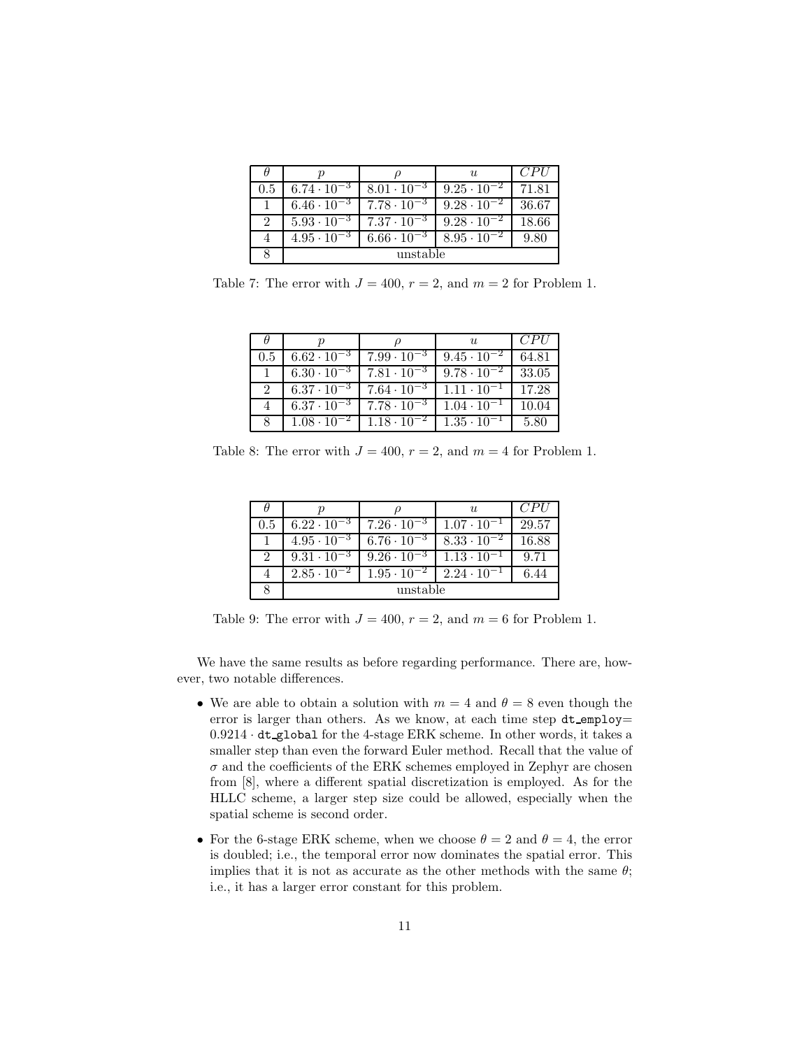| $\theta$ | $p$ | $\rho$ | $u$ | $CPU$ |
|---|---|---|---|---|
| 0.5 | $6.74 \cdot 10^{-3}$ | $8.01 \cdot 10^{-3}$ | $9.25 \cdot 10^{-2}$ | 71.81 |
| 1 | $6.46 \cdot 10^{-3}$ | $7.78 \cdot 10^{-3}$ | $9.28 \cdot 10^{-2}$ | 36.67 |
| 2 | $5.93 \cdot 10^{-3}$ | $7.37 \cdot 10^{-3}$ | $9.28 \cdot 10^{-2}$ | 18.66 |
| 4 | $4.95 \cdot 10^{-3}$ | $6.66 \cdot 10^{-3}$ | $8.95 \cdot 10^{-2}$ | 9.80 |
| 8 | unstable | | | |

Table 7: The error with $J = 400$, $r = 2$, and $m = 2$ for Problem 1.

| $\theta$ | $p$ | $\rho$ | $u$ | $CPU$ |
|---|---|---|---|---|
| 0.5 | $6.62 \cdot 10^{-3}$ | $7.99 \cdot 10^{-3}$ | $9.45 \cdot 10^{-2}$ | 64.81 |
| 1 | $6.30 \cdot 10^{-3}$ | $7.81 \cdot 10^{-3}$ | $9.78 \cdot 10^{-2}$ | 33.05 |
| 2 | $6.37 \cdot 10^{-3}$ | $7.64 \cdot 10^{-3}$ | $1.11 \cdot 10^{-1}$ | 17.28 |
| 4 | $6.37 \cdot 10^{-3}$ | $7.78 \cdot 10^{-3}$ | $1.04 \cdot 10^{-1}$ | 10.04 |
| 8 | $1.08 \cdot 10^{-2}$ | $1.18 \cdot 10^{-2}$ | $1.35 \cdot 10^{-1}$ | 5.80 |

Table 8: The error with $J = 400$, $r = 2$, and $m = 4$ for Problem 1.

| $\theta$ | $p$ | $\rho$ | $u$ | $CPU$ |
|---|---|---|---|---|
| 0.5 | $6.22 \cdot 10^{-3}$ | $7.26 \cdot 10^{-3}$ | $1.07 \cdot 10^{-1}$ | 29.57 |
| 1 | $4.95 \cdot 10^{-3}$ | $6.76 \cdot 10^{-3}$ | $8.33 \cdot 10^{-2}$ | 16.88 |
| 2 | $9.31 \cdot 10^{-3}$ | $9.26 \cdot 10^{-3}$ | $1.13 \cdot 10^{-1}$ | 9.71 |
| 4 | $2.85 \cdot 10^{-2}$ | $1.95 \cdot 10^{-2}$ | $2.24 \cdot 10^{-1}$ | 6.44 |
| 8 | unstable | | | |

Table 9: The error with $J = 400$, $r = 2$, and $m = 6$ for Problem 1.

We have the same results as before regarding performance. There are, however, two notable differences.

- We are able to obtain a solution with $m = 4$ and $\theta = 8$ even though the error is larger than others. As we know, at each time step `dt_employ`= $0.9214 \cdot$ `dt_global` for the 4-stage ERK scheme. In other words, it takes a smaller step than even the forward Euler method. Recall that the value of $\sigma$ and the coefficients of the ERK schemes employed in Zephyr are chosen from [8], where a different spatial discretization is employed. As for the HLLC scheme, a larger step size could be allowed, especially when the spatial scheme is second order.
- For the 6-stage ERK scheme, when we choose $\theta = 2$ and $\theta = 4$, the error is doubled; i.e., the temporal error now dominates the spatial error. This implies that it is not as accurate as the other methods with the same $\theta$; i.e., it has a larger error constant for this problem.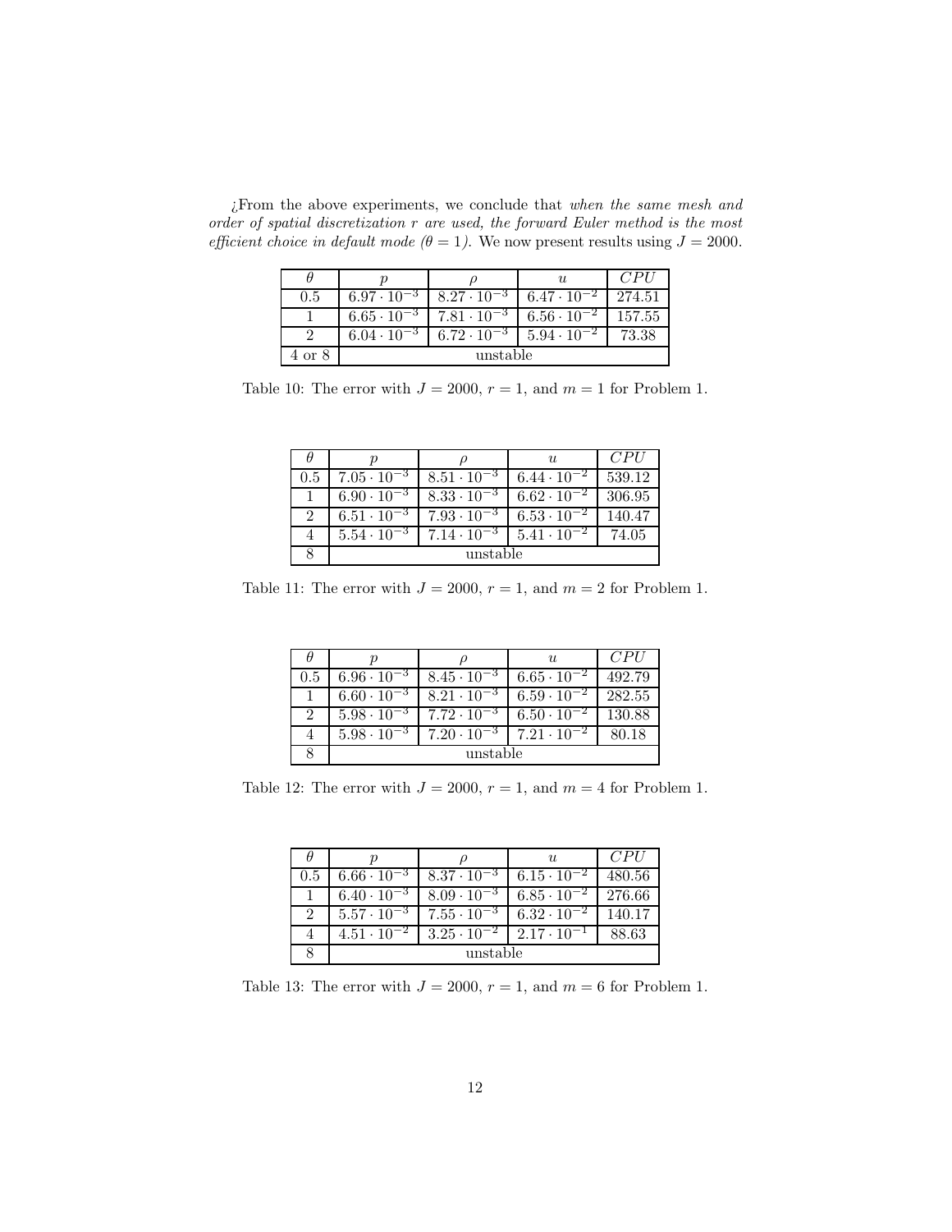¿From the above experiments, we conclude that *when the same mesh and order of spatial discretization $r$ are used, the forward Euler method is the most efficient choice in default mode ($\theta = 1$).* We now present results using $J = 2000$.

| $\theta$ | $p$ | $\rho$ | $u$ | $CPU$ |
|---|---|---|---|---|
| 0.5 | $6.97 \cdot 10^{-3}$ | $8.27 \cdot 10^{-3}$ | $6.47 \cdot 10^{-2}$ | 274.51 |
| 1 | $6.65 \cdot 10^{-3}$ | $7.81 \cdot 10^{-3}$ | $6.56 \cdot 10^{-2}$ | 157.55 |
| 2 | $6.04 \cdot 10^{-3}$ | $6.72 \cdot 10^{-3}$ | $5.94 \cdot 10^{-2}$ | 73.38 |
| 4 or 8 | unstable | | | |

Table 10: The error with $J = 2000$, $r = 1$, and $m = 1$ for Problem 1.

| $\theta$ | $p$ | $\rho$ | $u$ | $CPU$ |
|---|---|---|---|---|
| 0.5 | $7.05 \cdot 10^{-3}$ | $8.51 \cdot 10^{-3}$ | $6.44 \cdot 10^{-2}$ | 539.12 |
| 1 | $6.90 \cdot 10^{-3}$ | $8.33 \cdot 10^{-3}$ | $6.62 \cdot 10^{-2}$ | 306.95 |
| 2 | $6.51 \cdot 10^{-3}$ | $7.93 \cdot 10^{-3}$ | $6.53 \cdot 10^{-2}$ | 140.47 |
| 4 | $5.54 \cdot 10^{-3}$ | $7.14 \cdot 10^{-3}$ | $5.41 \cdot 10^{-2}$ | 74.05 |
| 8 | unstable | | | |

Table 11: The error with $J = 2000$, $r = 1$, and $m = 2$ for Problem 1.

| $\theta$ | $p$ | $\rho$ | $u$ | $CPU$ |
|---|---|---|---|---|
| 0.5 | $6.96 \cdot 10^{-3}$ | $8.45 \cdot 10^{-3}$ | $6.65 \cdot 10^{-2}$ | 492.79 |
| 1 | $6.60 \cdot 10^{-3}$ | $8.21 \cdot 10^{-3}$ | $6.59 \cdot 10^{-2}$ | 282.55 |
| 2 | $5.98 \cdot 10^{-3}$ | $7.72 \cdot 10^{-3}$ | $6.50 \cdot 10^{-2}$ | 130.88 |
| 4 | $5.98 \cdot 10^{-3}$ | $7.20 \cdot 10^{-3}$ | $7.21 \cdot 10^{-2}$ | 80.18 |
| 8 | unstable | | | |

Table 12: The error with $J = 2000$, $r = 1$, and $m = 4$ for Problem 1.

| $\theta$ | $p$ | $\rho$ | $u$ | $CPU$ |
|---|---|---|---|---|
| 0.5 | $6.66 \cdot 10^{-3}$ | $8.37 \cdot 10^{-3}$ | $6.15 \cdot 10^{-2}$ | 480.56 |
| 1 | $6.40 \cdot 10^{-3}$ | $8.09 \cdot 10^{-3}$ | $6.85 \cdot 10^{-2}$ | 276.66 |
| 2 | $5.57 \cdot 10^{-3}$ | $7.55 \cdot 10^{-3}$ | $6.32 \cdot 10^{-2}$ | 140.17 |
| 4 | $4.51 \cdot 10^{-2}$ | $3.25 \cdot 10^{-2}$ | $2.17 \cdot 10^{-1}$ | 88.63 |
| 8 | unstable | | | |

Table 13: The error with $J = 2000$, $r = 1$, and $m = 6$ for Problem 1.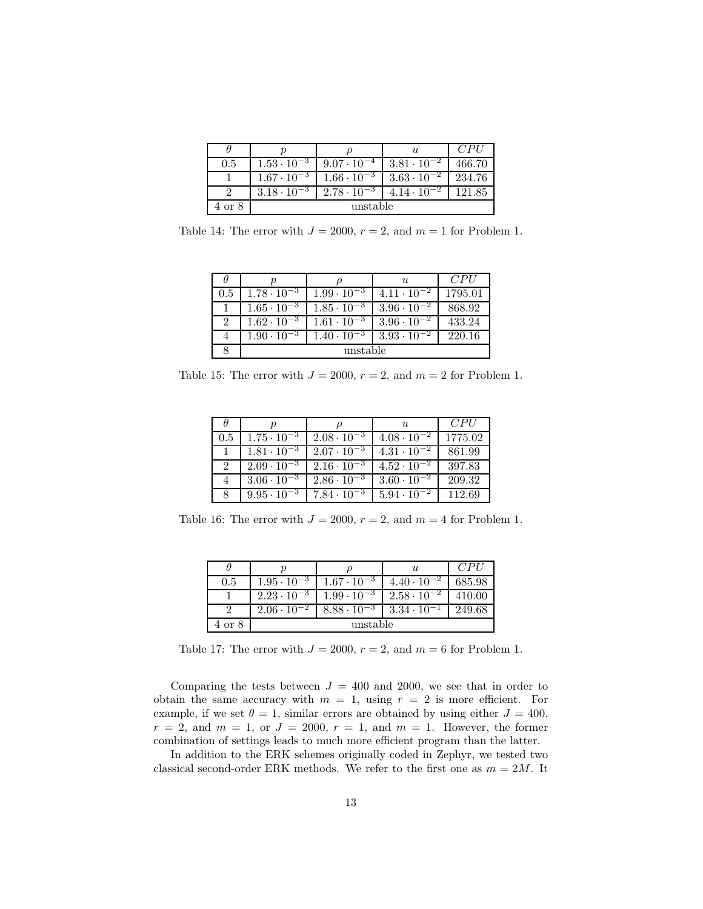| $\theta$ | $p$ | $\rho$ | $u$ | $CPU$ |
|---|---|---|---|---|
| 0.5 | $1.53 \cdot 10^{-3}$ | $9.07 \cdot 10^{-4}$ | $3.81 \cdot 10^{-2}$ | 466.70 |
| 1 | $1.67 \cdot 10^{-3}$ | $1.66 \cdot 10^{-3}$ | $3.63 \cdot 10^{-2}$ | 234.76 |
| 2 | $3.18 \cdot 10^{-3}$ | $2.78 \cdot 10^{-3}$ | $4.14 \cdot 10^{-2}$ | 121.85 |
| 4 or 8 | unstable | | | |

Table 14: The error with $J = 2000$, $r = 2$, and $m = 1$ for Problem 1.

| $\theta$ | $p$ | $\rho$ | $u$ | $CPU$ |
|---|---|---|---|---|
| 0.5 | $1.78 \cdot 10^{-3}$ | $1.99 \cdot 10^{-3}$ | $4.11 \cdot 10^{-2}$ | 1795.01 |
| 1 | $1.65 \cdot 10^{-3}$ | $1.85 \cdot 10^{-3}$ | $3.96 \cdot 10^{-2}$ | 868.92 |
| 2 | $1.62 \cdot 10^{-3}$ | $1.61 \cdot 10^{-3}$ | $3.96 \cdot 10^{-2}$ | 433.24 |
| 4 | $1.90 \cdot 10^{-3}$ | $1.40 \cdot 10^{-3}$ | $3.93 \cdot 10^{-2}$ | 220.16 |
| 8 | unstable | | | |

Table 15: The error with $J = 2000$, $r = 2$, and $m = 2$ for Problem 1.

| $\theta$ | $p$ | $\rho$ | $u$ | $CPU$ |
|---|---|---|---|---|
| 0.5 | $1.75 \cdot 10^{-3}$ | $2.08 \cdot 10^{-3}$ | $4.08 \cdot 10^{-2}$ | 1775.02 |
| 1 | $1.81 \cdot 10^{-3}$ | $2.07 \cdot 10^{-3}$ | $4.31 \cdot 10^{-2}$ | 861.99 |
| 2 | $2.09 \cdot 10^{-3}$ | $2.16 \cdot 10^{-3}$ | $4.52 \cdot 10^{-2}$ | 397.83 |
| 4 | $3.06 \cdot 10^{-3}$ | $2.86 \cdot 10^{-3}$ | $3.60 \cdot 10^{-2}$ | 209.32 |
| 8 | $9.95 \cdot 10^{-3}$ | $7.84 \cdot 10^{-3}$ | $5.94 \cdot 10^{-2}$ | 112.69 |

Table 16: The error with $J = 2000$, $r = 2$, and $m = 4$ for Problem 1.

| $\theta$ | $p$ | $\rho$ | $u$ | $CPU$ |
|---|---|---|---|---|
| 0.5 | $1.95 \cdot 10^{-3}$ | $1.67 \cdot 10^{-3}$ | $4.40 \cdot 10^{-2}$ | 685.98 |
| 1 | $2.23 \cdot 10^{-3}$ | $1.99 \cdot 10^{-3}$ | $2.58 \cdot 10^{-2}$ | 410.00 |
| 2 | $2.06 \cdot 10^{-2}$ | $8.88 \cdot 10^{-3}$ | $3.34 \cdot 10^{-1}$ | 249.68 |
| 4 or 8 | unstable | | | |

Table 17: The error with $J = 2000$, $r = 2$, and $m = 6$ for Problem 1.

Comparing the tests between $J = 400$ and 2000, we see that in order to obtain the same accuracy with $m = 1$, using $r = 2$ is more efficient. For example, if we set $\theta = 1$, similar errors are obtained by using either $J = 400$, $r = 2$, and $m = 1$, or $J = 2000$, $r = 1$, and $m = 1$. However, the former combination of settings leads to much more efficient program than the latter.

In addition to the ERK schemes originally coded in Zephyr, we tested two classical second-order ERK methods. We refer to the first one as $m = 2M$. It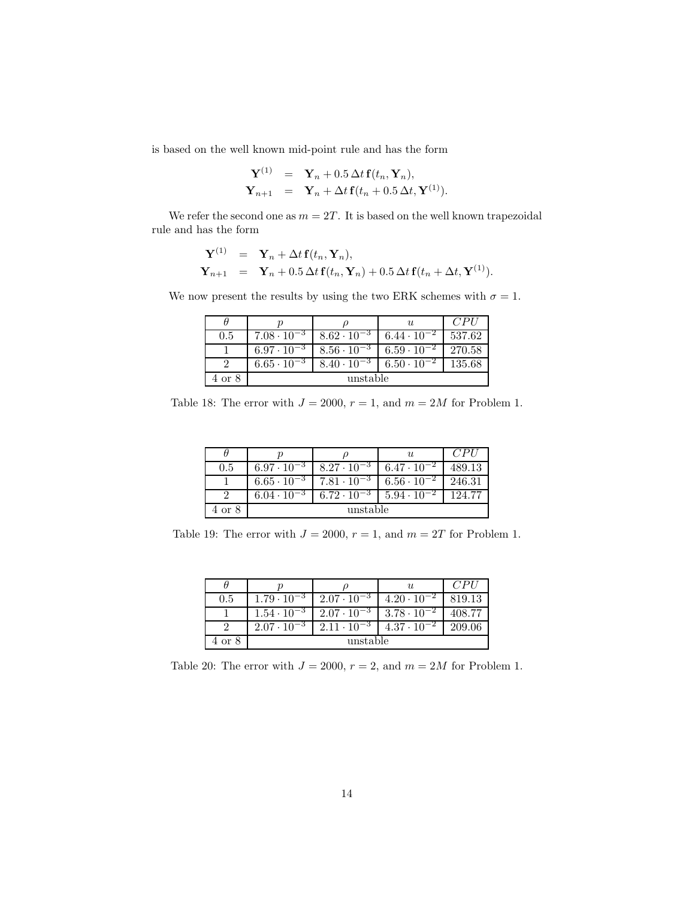is based on the well known mid-point rule and has the form

$$
\begin{aligned}
\mathbf{Y}^{(1)} &= \mathbf{Y}_n + 0.5\,\Delta t\,\mathbf{f}(t_n, \mathbf{Y}_n), \\
\mathbf{Y}_{n+1} &= \mathbf{Y}_n + \Delta t\,\mathbf{f}(t_n + 0.5\,\Delta t, \mathbf{Y}^{(1)}).
\end{aligned}
$$

We refer the second one as $m = 2T$. It is based on the well known trapezoidal rule and has the form

$$
\begin{aligned}
\mathbf{Y}^{(1)} &= \mathbf{Y}_n + \Delta t\,\mathbf{f}(t_n, \mathbf{Y}_n), \\
\mathbf{Y}_{n+1} &= \mathbf{Y}_n + 0.5\,\Delta t\,\mathbf{f}(t_n, \mathbf{Y}_n) + 0.5\,\Delta t\,\mathbf{f}(t_n + \Delta t, \mathbf{Y}^{(1)}).
\end{aligned}
$$

We now present the results by using the two ERK schemes with $\sigma = 1$.

| $\theta$ | $p$ | $\rho$ | $u$ | $CPU$ |
|---|---|---|---|---|
| 0.5 | $7.08 \cdot 10^{-3}$ | $8.62 \cdot 10^{-3}$ | $6.44 \cdot 10^{-2}$ | 537.62 |
| 1 | $6.97 \cdot 10^{-3}$ | $8.56 \cdot 10^{-3}$ | $6.59 \cdot 10^{-2}$ | 270.58 |
| 2 | $6.65 \cdot 10^{-3}$ | $8.40 \cdot 10^{-3}$ | $6.50 \cdot 10^{-2}$ | 135.68 |
| 4 or 8 | unstable | | | |

Table 18: The error with $J = 2000$, $r = 1$, and $m = 2M$ for Problem 1.

| $\theta$ | $p$ | $\rho$ | $u$ | $CPU$ |
|---|---|---|---|---|
| 0.5 | $6.97 \cdot 10^{-3}$ | $8.27 \cdot 10^{-3}$ | $6.47 \cdot 10^{-2}$ | 489.13 |
| 1 | $6.65 \cdot 10^{-3}$ | $7.81 \cdot 10^{-3}$ | $6.56 \cdot 10^{-2}$ | 246.31 |
| 2 | $6.04 \cdot 10^{-3}$ | $6.72 \cdot 10^{-3}$ | $5.94 \cdot 10^{-2}$ | 124.77 |
| 4 or 8 | unstable | | | |

Table 19: The error with $J = 2000$, $r = 1$, and $m = 2T$ for Problem 1.

| $\theta$ | $p$ | $\rho$ | $u$ | $CPU$ |
|---|---|---|---|---|
| 0.5 | $1.79 \cdot 10^{-3}$ | $2.07 \cdot 10^{-3}$ | $4.20 \cdot 10^{-2}$ | 819.13 |
| 1 | $1.54 \cdot 10^{-3}$ | $2.07 \cdot 10^{-3}$ | $3.78 \cdot 10^{-2}$ | 408.77 |
| 2 | $2.07 \cdot 10^{-3}$ | $2.11 \cdot 10^{-3}$ | $4.37 \cdot 10^{-2}$ | 209.06 |
| 4 or 8 | unstable | | | |

Table 20: The error with $J = 2000$, $r = 2$, and $m = 2M$ for Problem 1.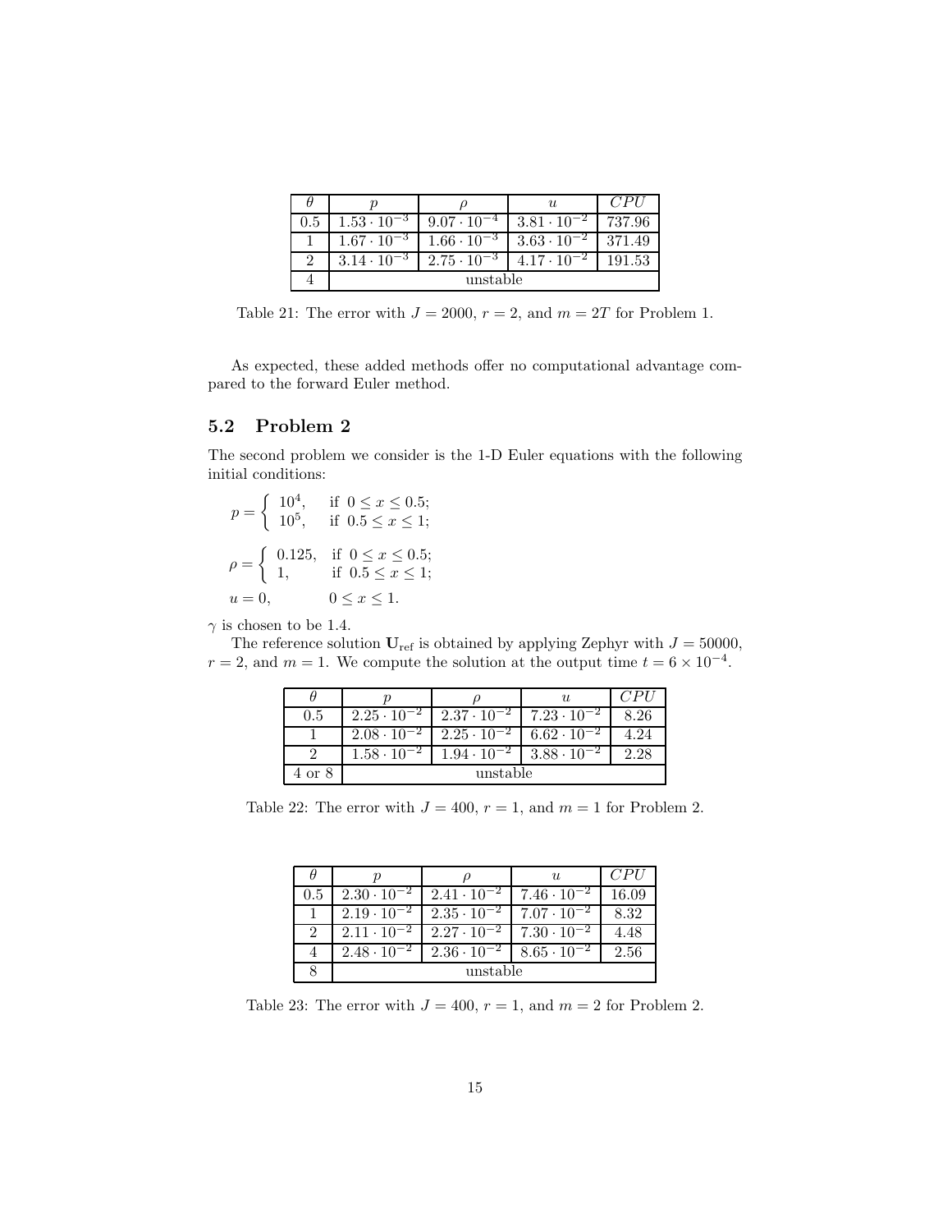| $\theta$ | $p$ | $\rho$ | $u$ | $CPU$ |
|---|---|---|---|---|
| 0.5 | $1.53 \cdot 10^{-3}$ | $9.07 \cdot 10^{-4}$ | $3.81 \cdot 10^{-2}$ | 737.96 |
| 1 | $1.67 \cdot 10^{-3}$ | $1.66 \cdot 10^{-3}$ | $3.63 \cdot 10^{-2}$ | 371.49 |
| 2 | $3.14 \cdot 10^{-3}$ | $2.75 \cdot 10^{-3}$ | $4.17 \cdot 10^{-2}$ | 191.53 |
| 4 | unstable | | | |

Table 21: The error with $J = 2000$, $r = 2$, and $m = 2T$ for Problem 1.

As expected, these added methods offer no computational advantage compared to the forward Euler method.

## 5.2 Problem 2

The second problem we consider is the 1-D Euler equations with the following initial conditions:

$$p = \begin{cases} 10^4, & \text{if } 0 \leq x \leq 0.5; \\ 10^5, & \text{if } 0.5 \leq x \leq 1; \end{cases}$$

$$\rho = \begin{cases} 0.125, & \text{if } 0 \leq x \leq 0.5; \\ 1, & \text{if } 0.5 \leq x \leq 1; \end{cases}$$

$$u = 0, \qquad 0 \leq x \leq 1.$$

$\gamma$ is chosen to be 1.4.

The reference solution $\mathbf{U}_{\text{ref}}$ is obtained by applying Zephyr with $J = 50000$, $r = 2$, and $m = 1$. We compute the solution at the output time $t = 6 \times 10^{-4}$.

| $\theta$ | $p$ | $\rho$ | $u$ | $CPU$ |
|---|---|---|---|---|
| 0.5 | $2.25 \cdot 10^{-2}$ | $2.37 \cdot 10^{-2}$ | $7.23 \cdot 10^{-2}$ | 8.26 |
| 1 | $2.08 \cdot 10^{-2}$ | $2.25 \cdot 10^{-2}$ | $6.62 \cdot 10^{-2}$ | 4.24 |
| 2 | $1.58 \cdot 10^{-2}$ | $1.94 \cdot 10^{-2}$ | $3.88 \cdot 10^{-2}$ | 2.28 |
| 4 or 8 | unstable | | | |

Table 22: The error with $J = 400$, $r = 1$, and $m = 1$ for Problem 2.

| $\theta$ | $p$ | $\rho$ | $u$ | $CPU$ |
|---|---|---|---|---|
| 0.5 | $2.30 \cdot 10^{-2}$ | $2.41 \cdot 10^{-2}$ | $7.46 \cdot 10^{-2}$ | 16.09 |
| 1 | $2.19 \cdot 10^{-2}$ | $2.35 \cdot 10^{-2}$ | $7.07 \cdot 10^{-2}$ | 8.32 |
| 2 | $2.11 \cdot 10^{-2}$ | $2.27 \cdot 10^{-2}$ | $7.30 \cdot 10^{-2}$ | 4.48 |
| 4 | $2.48 \cdot 10^{-2}$ | $2.36 \cdot 10^{-2}$ | $8.65 \cdot 10^{-2}$ | 2.56 |
| 8 | unstable | | | |

Table 23: The error with $J = 400$, $r = 1$, and $m = 2$ for Problem 2.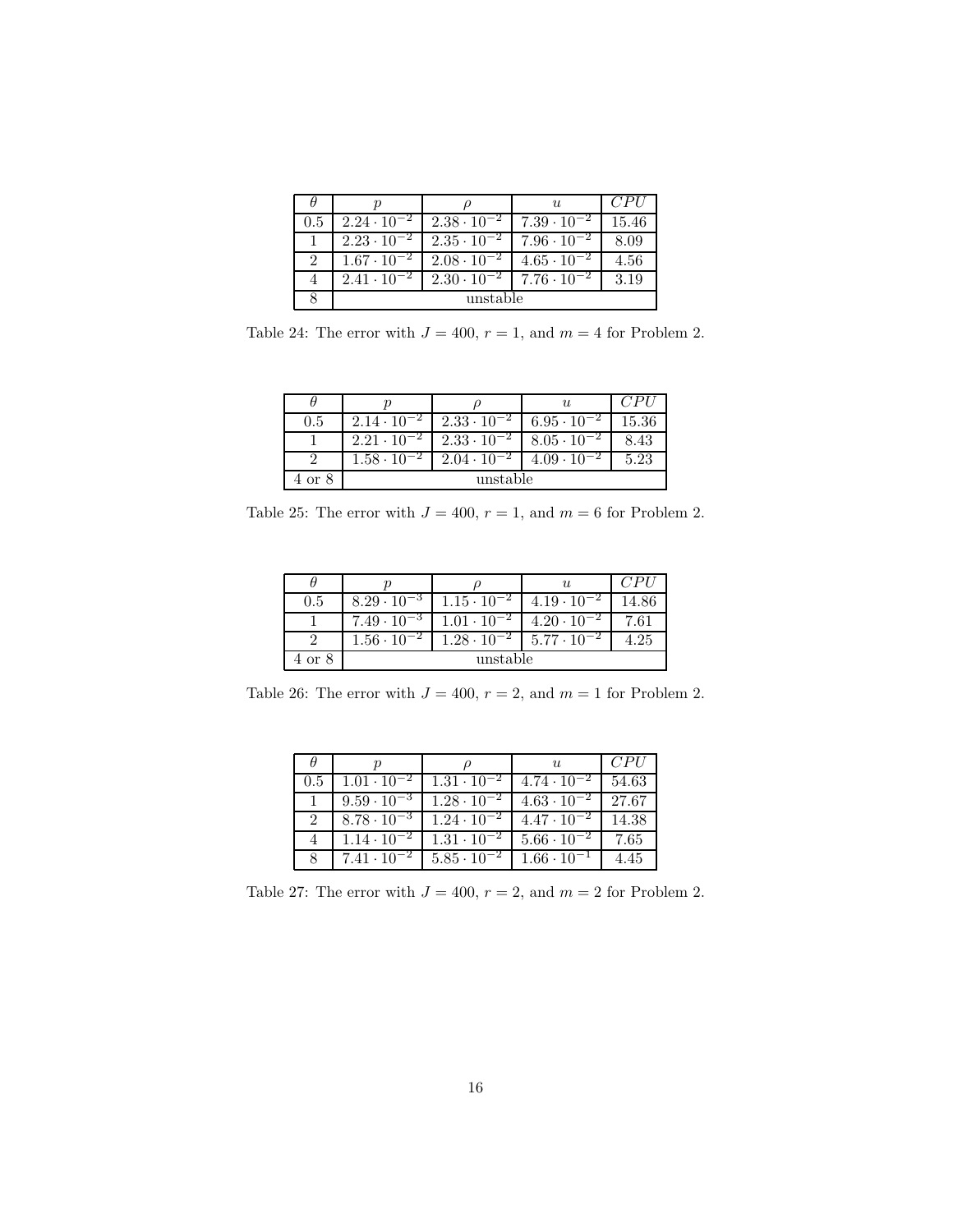| $\theta$ | $p$ | $\rho$ | $u$ | $CPU$ |
|---|---|---|---|---|
| 0.5 | $2.24 \cdot 10^{-2}$ | $2.38 \cdot 10^{-2}$ | $7.39 \cdot 10^{-2}$ | 15.46 |
| 1 | $2.23 \cdot 10^{-2}$ | $2.35 \cdot 10^{-2}$ | $7.96 \cdot 10^{-2}$ | 8.09 |
| 2 | $1.67 \cdot 10^{-2}$ | $2.08 \cdot 10^{-2}$ | $4.65 \cdot 10^{-2}$ | 4.56 |
| 4 | $2.41 \cdot 10^{-2}$ | $2.30 \cdot 10^{-2}$ | $7.76 \cdot 10^{-2}$ | 3.19 |
| 8 | unstable | | | |

Table 24: The error with $J = 400$, $r = 1$, and $m = 4$ for Problem 2.

| $\theta$ | $p$ | $\rho$ | $u$ | $CPU$ |
|---|---|---|---|---|
| 0.5 | $2.14 \cdot 10^{-2}$ | $2.33 \cdot 10^{-2}$ | $6.95 \cdot 10^{-2}$ | 15.36 |
| 1 | $2.21 \cdot 10^{-2}$ | $2.33 \cdot 10^{-2}$ | $8.05 \cdot 10^{-2}$ | 8.43 |
| 2 | $1.58 \cdot 10^{-2}$ | $2.04 \cdot 10^{-2}$ | $4.09 \cdot 10^{-2}$ | 5.23 |
| 4 or 8 | unstable | | | |

Table 25: The error with $J = 400$, $r = 1$, and $m = 6$ for Problem 2.

| $\theta$ | $p$ | $\rho$ | $u$ | $CPU$ |
|---|---|---|---|---|
| 0.5 | $8.29 \cdot 10^{-3}$ | $1.15 \cdot 10^{-2}$ | $4.19 \cdot 10^{-2}$ | 14.86 |
| 1 | $7.49 \cdot 10^{-3}$ | $1.01 \cdot 10^{-2}$ | $4.20 \cdot 10^{-2}$ | 7.61 |
| 2 | $1.56 \cdot 10^{-2}$ | $1.28 \cdot 10^{-2}$ | $5.77 \cdot 10^{-2}$ | 4.25 |
| 4 or 8 | unstable | | | |

Table 26: The error with $J = 400$, $r = 2$, and $m = 1$ for Problem 2.

| $\theta$ | $p$ | $\rho$ | $u$ | $CPU$ |
|---|---|---|---|---|
| 0.5 | $1.01 \cdot 10^{-2}$ | $1.31 \cdot 10^{-2}$ | $4.74 \cdot 10^{-2}$ | 54.63 |
| 1 | $9.59 \cdot 10^{-3}$ | $1.28 \cdot 10^{-2}$ | $4.63 \cdot 10^{-2}$ | 27.67 |
| 2 | $8.78 \cdot 10^{-3}$ | $1.24 \cdot 10^{-2}$ | $4.47 \cdot 10^{-2}$ | 14.38 |
| 4 | $1.14 \cdot 10^{-2}$ | $1.31 \cdot 10^{-2}$ | $5.66 \cdot 10^{-2}$ | 7.65 |
| 8 | $7.41 \cdot 10^{-2}$ | $5.85 \cdot 10^{-2}$ | $1.66 \cdot 10^{-1}$ | 4.45 |

Table 27: The error with $J = 400$, $r = 2$, and $m = 2$ for Problem 2.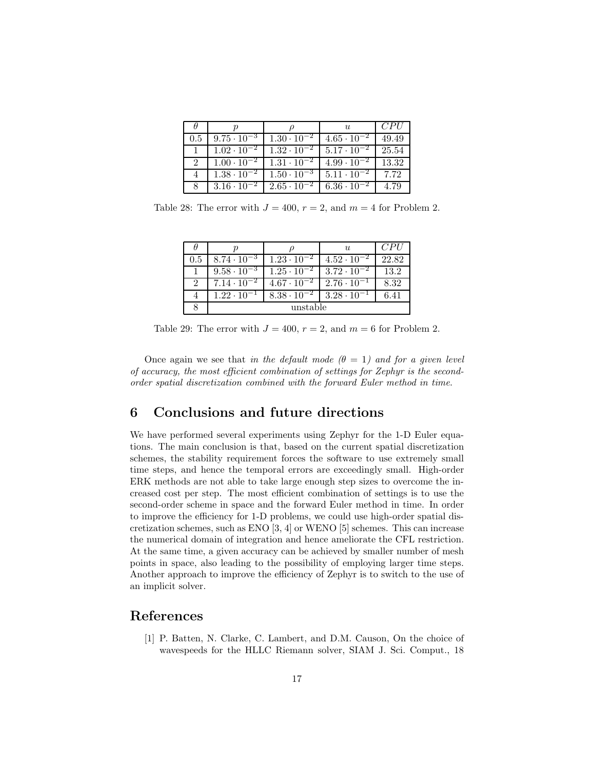| $\theta$ | $p$ | $\rho$ | $u$ | $CPU$ |
|---|---|---|---|---|
| 0.5 | $9.75 \cdot 10^{-3}$ | $1.30 \cdot 10^{-2}$ | $4.65 \cdot 10^{-2}$ | 49.49 |
| 1 | $1.02 \cdot 10^{-2}$ | $1.32 \cdot 10^{-2}$ | $5.17 \cdot 10^{-2}$ | 25.54 |
| 2 | $1.00 \cdot 10^{-2}$ | $1.31 \cdot 10^{-2}$ | $4.99 \cdot 10^{-2}$ | 13.32 |
| 4 | $1.38 \cdot 10^{-2}$ | $1.50 \cdot 10^{-3}$ | $5.11 \cdot 10^{-2}$ | 7.72 |
| 8 | $3.16 \cdot 10^{-2}$ | $2.65 \cdot 10^{-2}$ | $6.36 \cdot 10^{-2}$ | 4.79 |

Table 28: The error with $J = 400$, $r = 2$, and $m = 4$ for Problem 2.

| $\theta$ | $p$ | $\rho$ | $u$ | $CPU$ |
|---|---|---|---|---|
| 0.5 | $8.74 \cdot 10^{-3}$ | $1.23 \cdot 10^{-2}$ | $4.52 \cdot 10^{-2}$ | 22.82 |
| 1 | $9.58 \cdot 10^{-3}$ | $1.25 \cdot 10^{-2}$ | $3.72 \cdot 10^{-2}$ | 13.2 |
| 2 | $7.14 \cdot 10^{-2}$ | $4.67 \cdot 10^{-2}$ | $2.76 \cdot 10^{-1}$ | 8.32 |
| 4 | $1.22 \cdot 10^{-1}$ | $8.38 \cdot 10^{-2}$ | $3.28 \cdot 10^{-1}$ | 6.41 |
| 8 | unstable | | | |

Table 29: The error with $J = 400$, $r = 2$, and $m = 6$ for Problem 2.

Once again we see that *in the default mode ($\theta = 1$) and for a given level of accuracy, the most efficient combination of settings for Zephyr is the second-order spatial discretization combined with the forward Euler method in time.*

## 6 Conclusions and future directions

We have performed several experiments using Zephyr for the 1-D Euler equations. The main conclusion is that, based on the current spatial discretization schemes, the stability requirement forces the software to use extremely small time steps, and hence the temporal errors are exceedingly small. High-order ERK methods are not able to take large enough step sizes to overcome the increased cost per step. The most efficient combination of settings is to use the second-order scheme in space and the forward Euler method in time. In order to improve the efficiency for 1-D problems, we could use high-order spatial discretization schemes, such as ENO [3, 4] or WENO [5] schemes. This can increase the numerical domain of integration and hence ameliorate the CFL restriction. At the same time, a given accuracy can be achieved by smaller number of mesh points in space, also leading to the possibility of employing larger time steps. Another approach to improve the efficiency of Zephyr is to switch to the use of an implicit solver.

## References

[1] P. Batten, N. Clarke, C. Lambert, and D.M. Causon, On the choice of wavespeeds for the HLLC Riemann solver, SIAM J. Sci. Comput., 18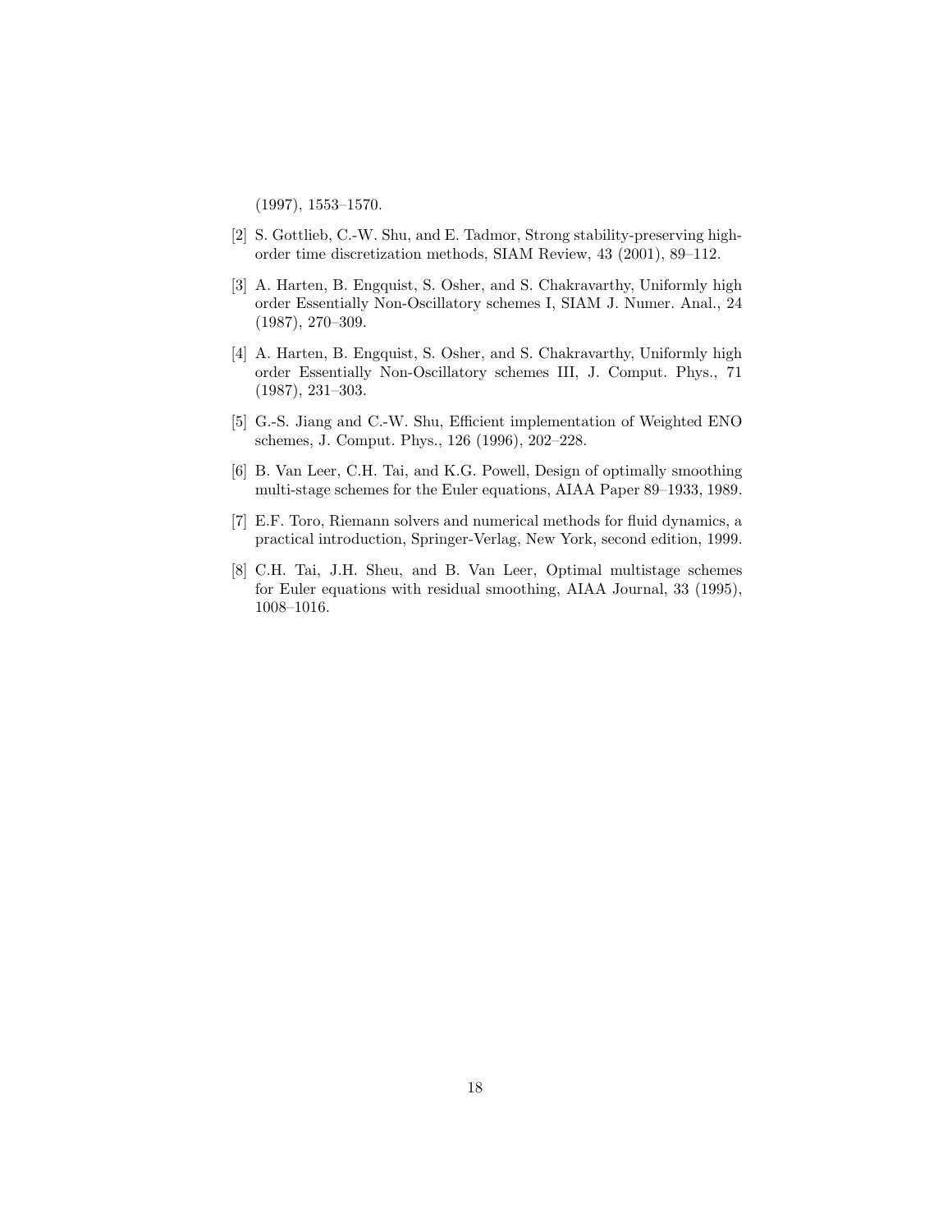(1997), 1553–1570.

[2] S. Gottlieb, C.-W. Shu, and E. Tadmor, Strong stability-preserving high-order time discretization methods, SIAM Review, 43 (2001), 89–112.

[3] A. Harten, B. Engquist, S. Osher, and S. Chakravarthy, Uniformly high order Essentially Non-Oscillatory schemes I, SIAM J. Numer. Anal., 24 (1987), 270–309.

[4] A. Harten, B. Engquist, S. Osher, and S. Chakravarthy, Uniformly high order Essentially Non-Oscillatory schemes III, J. Comput. Phys., 71 (1987), 231–303.

[5] G.-S. Jiang and C.-W. Shu, Efficient implementation of Weighted ENO schemes, J. Comput. Phys., 126 (1996), 202–228.

[6] B. Van Leer, C.H. Tai, and K.G. Powell, Design of optimally smoothing multi-stage schemes for the Euler equations, AIAA Paper 89–1933, 1989.

[7] E.F. Toro, Riemann solvers and numerical methods for fluid dynamics, a practical introduction, Springer-Verlag, New York, second edition, 1999.

[8] C.H. Tai, J.H. Sheu, and B. Van Leer, Optimal multistage schemes for Euler equations with residual smoothing, AIAA Journal, 33 (1995), 1008–1016.